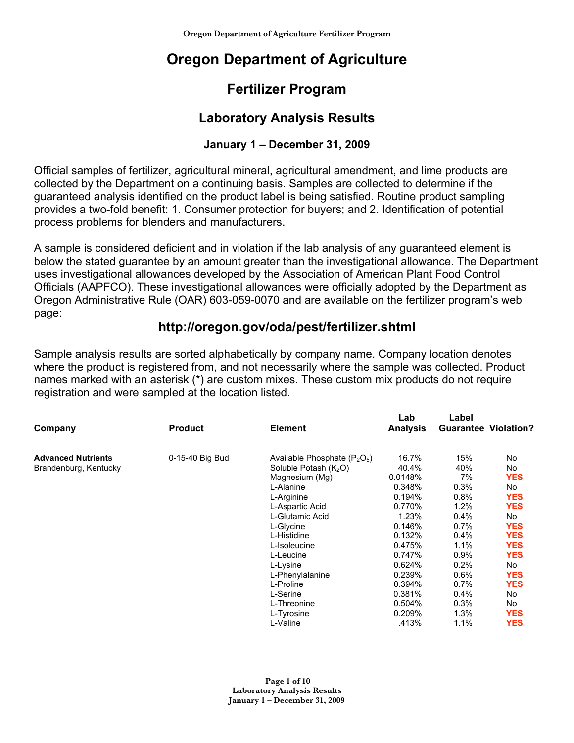# Oregon Department of Agriculture

## Fertilizer Program

## Laboratory Analysis Results

### January 1 – December 31, 2009

Official samples of fertilizer, agricultural mineral, agricultural amendment, and lime products are collected by the Department on a continuing basis. Samples are collected to determine if the guaranteed analysis identified on the product label is being satisfied. Routine product sampling provides a two-fold benefit: 1. Consumer protection for buyers; and 2. Identification of potential process problems for blenders and manufacturers.

A sample is considered deficient and in violation if the lab analysis of any guaranteed element is below the stated guarantee by an amount greater than the investigational allowance. The Department uses investigational allowances developed by the Association of American Plant Food Control Officials (AAPFCO). These investigational allowances were officially adopted by the Department as Oregon Administrative Rule (OAR) 603-059-0070 and are available on the fertilizer program's web page:

### http://oregon.gov/oda/pest/fertilizer.shtml

Sample analysis results are sorted alphabetically by company name. Company location denotes where the product is registered from, and not necessarily where the sample was collected. Product names marked with an asterisk (*) are custom mixes. These custom mix products do not require registration and were sampled at the location listed.

| Company | Product | Element | Lab Analysis | Label Guarantee | Violation? |
|---|---|---|---|---|---|
| **Advanced Nutrients** Brandenburg, Kentucky | 0-15-40 Big Bud | Available Phosphate ($P_2O_5$) | 16.7% | 15% | No |
| | | Soluble Potash ($K_2O$) | 40.4% | 40% | No |
| | | Magnesium (Mg) | 0.0148% | 7% | **YES** |
| | | L-Alanine | 0.348% | 0.3% | No |
| | | L-Arginine | 0.194% | 0.8% | **YES** |
| | | L-Aspartic Acid | 0.770% | 1.2% | **YES** |
| | | L-Glutamic Acid | 1.23% | 0.4% | No |
| | | L-Glycine | 0.146% | 0.7% | **YES** |
| | | L-Histidine | 0.132% | 0.4% | **YES** |
| | | L-Isoleucine | 0.475% | 1.1% | **YES** |
| | | L-Leucine | 0.747% | 0.9% | **YES** |
| | | L-Lysine | 0.624% | 0.2% | No |
| | | L-Phenylalanine | 0.239% | 0.6% | **YES** |
| | | L-Proline | 0.394% | 0.7% | **YES** |
| | | L-Serine | 0.381% | 0.4% | No |
| | | L-Threonine | 0.504% | 0.3% | No |
| | | L-Tyrosine | 0.209% | 1.3% | **YES** |
| | | L-Valine | .413% | 1.1% | **YES** |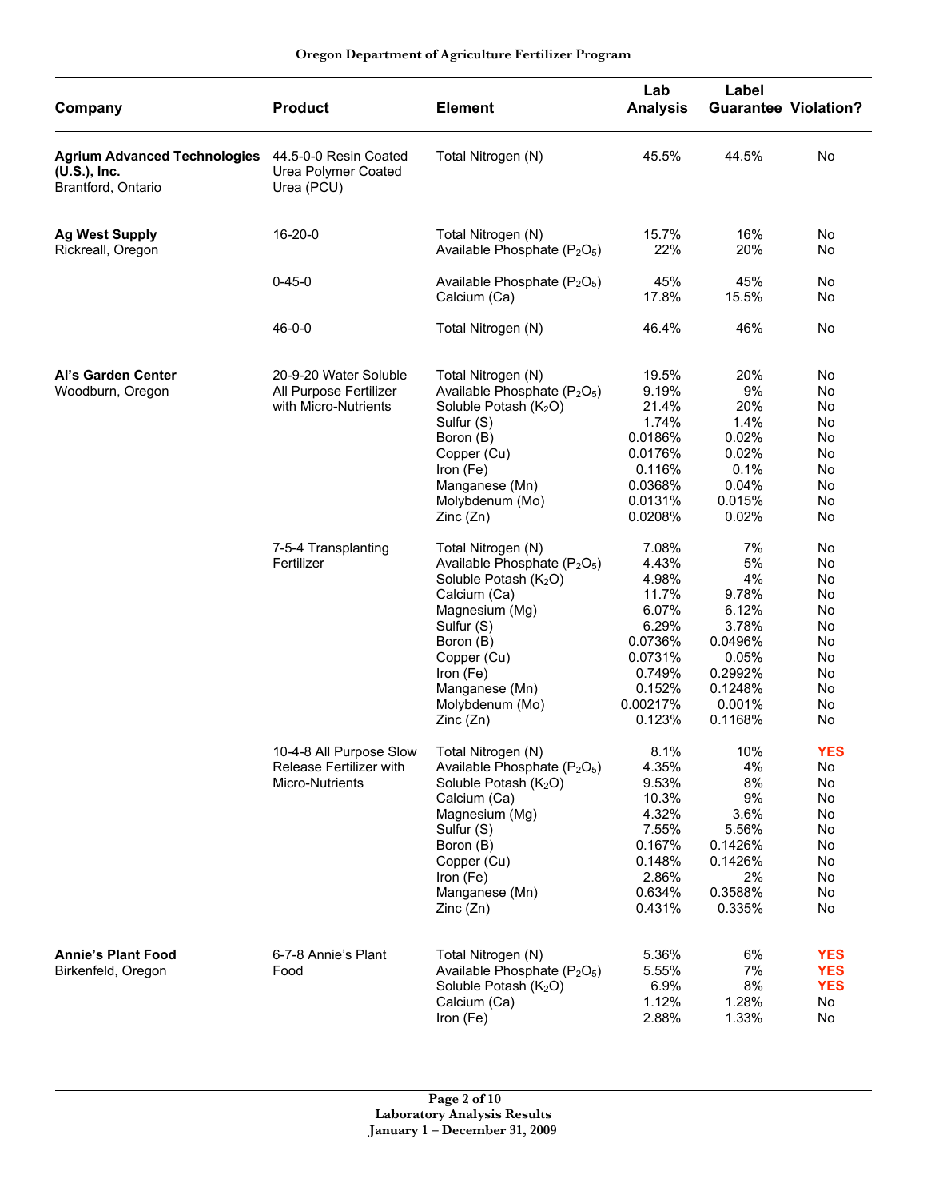| Company | Product | Element | Lab Analysis | Label Guarantee | Violation? |
|---|---|---|---|---|---|
| **Agrium Advanced Technologies (U.S.), Inc.** Brantford, Ontario | 44.5-0-0 Resin Coated Urea Polymer Coated Urea (PCU) | Total Nitrogen (N) | 45.5% | 44.5% | No |
| **Ag West Supply** Rickreall, Oregon | 16-20-0 | Total Nitrogen (N) | 15.7% | 16% | No |
| | | Available Phosphate ($P_2O_5$) | 22% | 20% | No |
| | 0-45-0 | Available Phosphate ($P_2O_5$) | 45% | 45% | No |
| | | Calcium (Ca) | 17.8% | 15.5% | No |
| | 46-0-0 | Total Nitrogen (N) | 46.4% | 46% | No |
| **Al's Garden Center** Woodburn, Oregon | 20-9-20 Water Soluble All Purpose Fertilizer with Micro-Nutrients | Total Nitrogen (N) | 19.5% | 20% | No |
| | | Available Phosphate ($P_2O_5$) | 9.19% | 9% | No |
| | | Soluble Potash ($K_2O$) | 21.4% | 20% | No |
| | | Sulfur (S) | 1.74% | 1.4% | No |
| | | Boron (B) | 0.0186% | 0.02% | No |
| | | Copper (Cu) | 0.0176% | 0.02% | No |
| | | Iron (Fe) | 0.116% | 0.1% | No |
| | | Manganese (Mn) | 0.0368% | 0.04% | No |
| | | Molybdenum (Mo) | 0.0131% | 0.015% | No |
| | | Zinc (Zn) | 0.0208% | 0.02% | No |
| | 7-5-4 Transplanting Fertilizer | Total Nitrogen (N) | 7.08% | 7% | No |
| | | Available Phosphate ($P_2O_5$) | 4.43% | 5% | No |
| | | Soluble Potash ($K_2O$) | 4.98% | 4% | No |
| | | Calcium (Ca) | 11.7% | 9.78% | No |
| | | Magnesium (Mg) | 6.07% | 6.12% | No |
| | | Sulfur (S) | 6.29% | 3.78% | No |
| | | Boron (B) | 0.0736% | 0.0496% | No |
| | | Copper (Cu) | 0.0731% | 0.05% | No |
| | | Iron (Fe) | 0.749% | 0.2992% | No |
| | | Manganese (Mn) | 0.152% | 0.1248% | No |
| | | Molybdenum (Mo) | 0.00217% | 0.001% | No |
| | | Zinc (Zn) | 0.123% | 0.1168% | No |
| | 10-4-8 All Purpose Slow Release Fertilizer with Micro-Nutrients | Total Nitrogen (N) | 8.1% | 10% | **YES** |
| | | Available Phosphate ($P_2O_5$) | 4.35% | 4% | No |
| | | Soluble Potash ($K_2O$) | 9.53% | 8% | No |
| | | Calcium (Ca) | 10.3% | 9% | No |
| | | Magnesium (Mg) | 4.32% | 3.6% | No |
| | | Sulfur (S) | 7.55% | 5.56% | No |
| | | Boron (B) | 0.167% | 0.1426% | No |
| | | Copper (Cu) | 0.148% | 0.1426% | No |
| | | Iron (Fe) | 2.86% | 2% | No |
| | | Manganese (Mn) | 0.634% | 0.3588% | No |
| | | Zinc (Zn) | 0.431% | 0.335% | No |
| **Annie's Plant Food** Birkenfeld, Oregon | 6-7-8 Annie's Plant Food | Total Nitrogen (N) | 5.36% | 6% | **YES** |
| | | Available Phosphate ($P_2O_5$) | 5.55% | 7% | **YES** |
| | | Soluble Potash ($K_2O$) | 6.9% | 8% | **YES** |
| | | Calcium (Ca) | 1.12% | 1.28% | No |
| | | Iron (Fe) | 2.88% | 1.33% | No |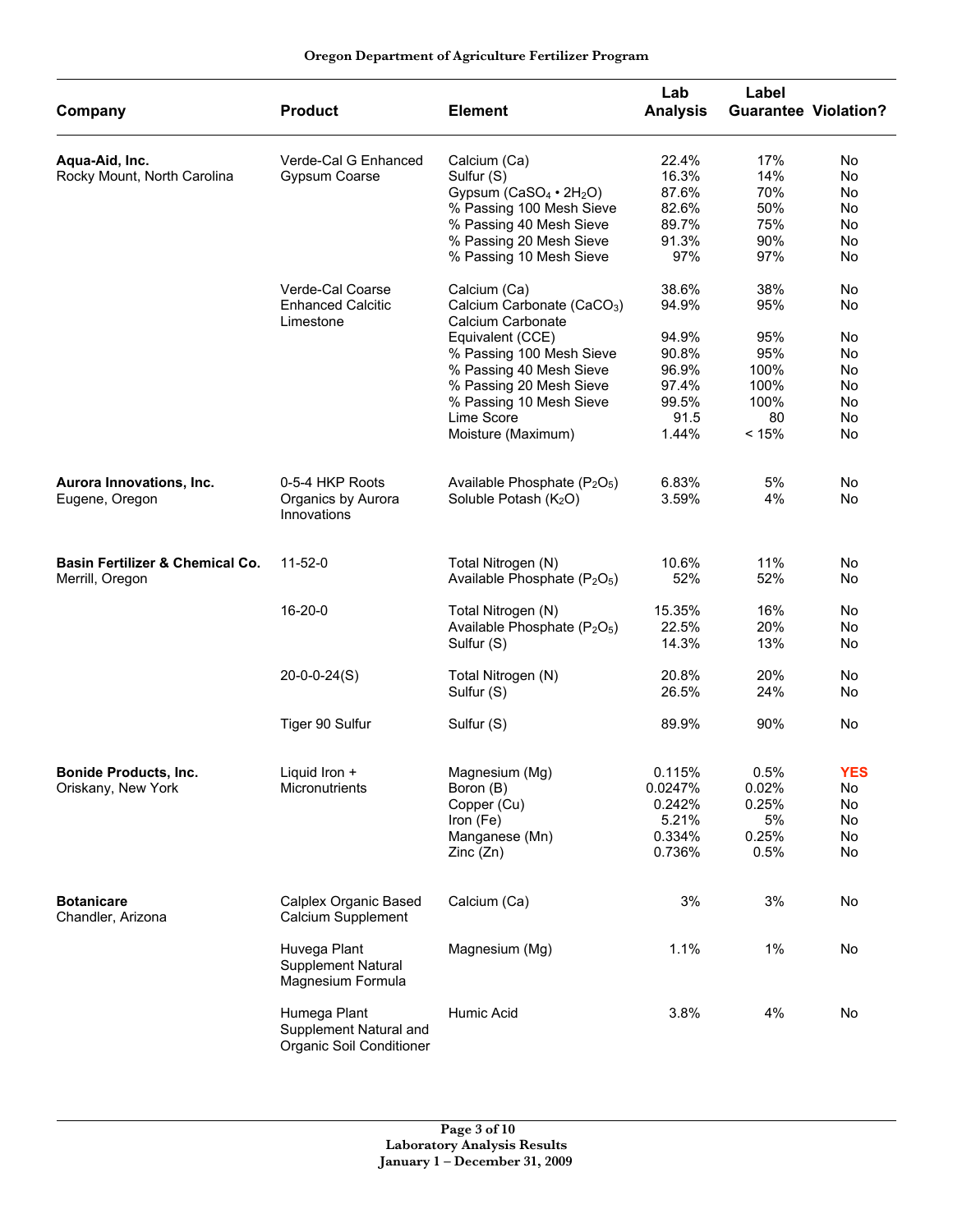| Company | Product | Element | Lab Analysis | Label Guarantee | Violation? |
|---|---|---|---|---|---|
| **Aqua-Aid, Inc.** Rocky Mount, North Carolina | Verde-Cal G Enhanced Gypsum Coarse | Calcium (Ca) | 22.4% | 17% | No |
| | | Sulfur (S) | 16.3% | 14% | No |
| | | Gypsum ($CaSO_4 \cdot 2H_2O$) | 87.6% | 70% | No |
| | | % Passing 100 Mesh Sieve | 82.6% | 50% | No |
| | | % Passing 40 Mesh Sieve | 89.7% | 75% | No |
| | | % Passing 20 Mesh Sieve | 91.3% | 90% | No |
| | | % Passing 10 Mesh Sieve | 97% | 97% | No |
| | Verde-Cal Coarse Enhanced Calcitic Limestone | Calcium (Ca) | 38.6% | 38% | No |
| | | Calcium Carbonate ($CaCO_3$) | 94.9% | 95% | No |
| | | Calcium Carbonate Equivalent (CCE) | 94.9% | 95% | No |
| | | % Passing 100 Mesh Sieve | 90.8% | 95% | No |
| | | % Passing 40 Mesh Sieve | 96.9% | 100% | No |
| | | % Passing 20 Mesh Sieve | 97.4% | 100% | No |
| | | % Passing 10 Mesh Sieve | 99.5% | 100% | No |
| | | Lime Score | 91.5 | 80 | No |
| | | Moisture (Maximum) | 1.44% | < 15% | No |
| **Aurora Innovations, Inc.** Eugene, Oregon | 0-5-4 HKP Roots Organics by Aurora Innovations | Available Phosphate ($P_2O_5$) | 6.83% | 5% | No |
| | | Soluble Potash ($K_2O$) | 3.59% | 4% | No |
| **Basin Fertilizer & Chemical Co.** Merrill, Oregon | 11-52-0 | Total Nitrogen (N) | 10.6% | 11% | No |
| | | Available Phosphate ($P_2O_5$) | 52% | 52% | No |
| | 16-20-0 | Total Nitrogen (N) | 15.35% | 16% | No |
| | | Available Phosphate ($P_2O_5$) | 22.5% | 20% | No |
| | | Sulfur (S) | 14.3% | 13% | No |
| | 20-0-0-24(S) | Total Nitrogen (N) | 20.8% | 20% | No |
| | | Sulfur (S) | 26.5% | 24% | No |
| | Tiger 90 Sulfur | Sulfur (S) | 89.9% | 90% | No |
| **Bonide Products, Inc.** Oriskany, New York | Liquid Iron + Micronutrients | Magnesium (Mg) | 0.115% | 0.5% | **YES** |
| | | Boron (B) | 0.0247% | 0.02% | No |
| | | Copper (Cu) | 0.242% | 0.25% | No |
| | | Iron (Fe) | 5.21% | 5% | No |
| | | Manganese (Mn) | 0.334% | 0.25% | No |
| | | Zinc (Zn) | 0.736% | 0.5% | No |
| **Botanicare** Chandler, Arizona | Calplex Organic Based Calcium Supplement | Calcium (Ca) | 3% | 3% | No |
| | Huvega Plant Supplement Natural Magnesium Formula | Magnesium (Mg) | 1.1% | 1% | No |
| | Humega Plant Supplement Natural and Organic Soil Conditioner | Humic Acid | 3.8% | 4% | No |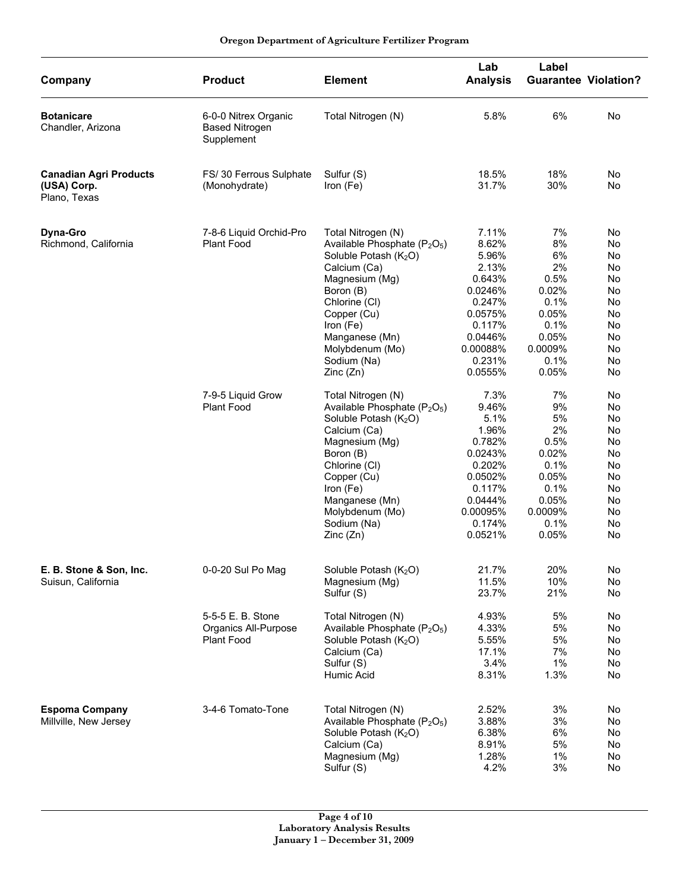| Company | Product | Element | Lab Analysis | Label Guarantee | Violation? |
|---|---|---|---|---|---|
| **Botanicare** Chandler, Arizona | 6-0-0 Nitrex Organic Based Nitrogen Supplement | Total Nitrogen (N) | 5.8% | 6% | No |
| **Canadian Agri Products (USA) Corp.** Plano, Texas | FS/ 30 Ferrous Sulphate (Monohydrate) | Sulfur (S) | 18.5% | 18% | No |
| | | Iron (Fe) | 31.7% | 30% | No |
| **Dyna-Gro** Richmond, California | 7-8-6 Liquid Orchid-Pro Plant Food | Total Nitrogen (N) | 7.11% | 7% | No |
| | | Available Phosphate ($P_2O_5$) | 8.62% | 8% | No |
| | | Soluble Potash ($K_2O$) | 5.96% | 6% | No |
| | | Calcium (Ca) | 2.13% | 2% | No |
| | | Magnesium (Mg) | 0.643% | 0.5% | No |
| | | Boron (B) | 0.0246% | 0.02% | No |
| | | Chlorine (Cl) | 0.247% | 0.1% | No |
| | | Copper (Cu) | 0.0575% | 0.05% | No |
| | | Iron (Fe) | 0.117% | 0.1% | No |
| | | Manganese (Mn) | 0.0446% | 0.05% | No |
| | | Molybdenum (Mo) | 0.00088% | 0.0009% | No |
| | | Sodium (Na) | 0.231% | 0.1% | No |
| | | Zinc (Zn) | 0.0555% | 0.05% | No |
| | 7-9-5 Liquid Grow Plant Food | Total Nitrogen (N) | 7.3% | 7% | No |
| | | Available Phosphate ($P_2O_5$) | 9.46% | 9% | No |
| | | Soluble Potash ($K_2O$) | 5.1% | 5% | No |
| | | Calcium (Ca) | 1.96% | 2% | No |
| | | Magnesium (Mg) | 0.782% | 0.5% | No |
| | | Boron (B) | 0.0243% | 0.02% | No |
| | | Chlorine (Cl) | 0.202% | 0.1% | No |
| | | Copper (Cu) | 0.0502% | 0.05% | No |
| | | Iron (Fe) | 0.117% | 0.1% | No |
| | | Manganese (Mn) | 0.0444% | 0.05% | No |
| | | Molybdenum (Mo) | 0.00095% | 0.0009% | No |
| | | Sodium (Na) | 0.174% | 0.1% | No |
| | | Zinc (Zn) | 0.0521% | 0.05% | No |
| **E. B. Stone & Son, Inc.** Suisun, California | 0-0-20 Sul Po Mag | Soluble Potash ($K_2O$) | 21.7% | 20% | No |
| | | Magnesium (Mg) | 11.5% | 10% | No |
| | | Sulfur (S) | 23.7% | 21% | No |
| | 5-5-5 E. B. Stone Organics All-Purpose Plant Food | Total Nitrogen (N) | 4.93% | 5% | No |
| | | Available Phosphate ($P_2O_5$) | 4.33% | 5% | No |
| | | Soluble Potash ($K_2O$) | 5.55% | 5% | No |
| | | Calcium (Ca) | 17.1% | 7% | No |
| | | Sulfur (S) | 3.4% | 1% | No |
| | | Humic Acid | 8.31% | 1.3% | No |
| **Espoma Company** Millville, New Jersey | 3-4-6 Tomato-Tone | Total Nitrogen (N) | 2.52% | 3% | No |
| | | Available Phosphate ($P_2O_5$) | 3.88% | 3% | No |
| | | Soluble Potash ($K_2O$) | 6.38% | 6% | No |
| | | Calcium (Ca) | 8.91% | 5% | No |
| | | Magnesium (Mg) | 1.28% | 1% | No |
| | | Sulfur (S) | 4.2% | 3% | No |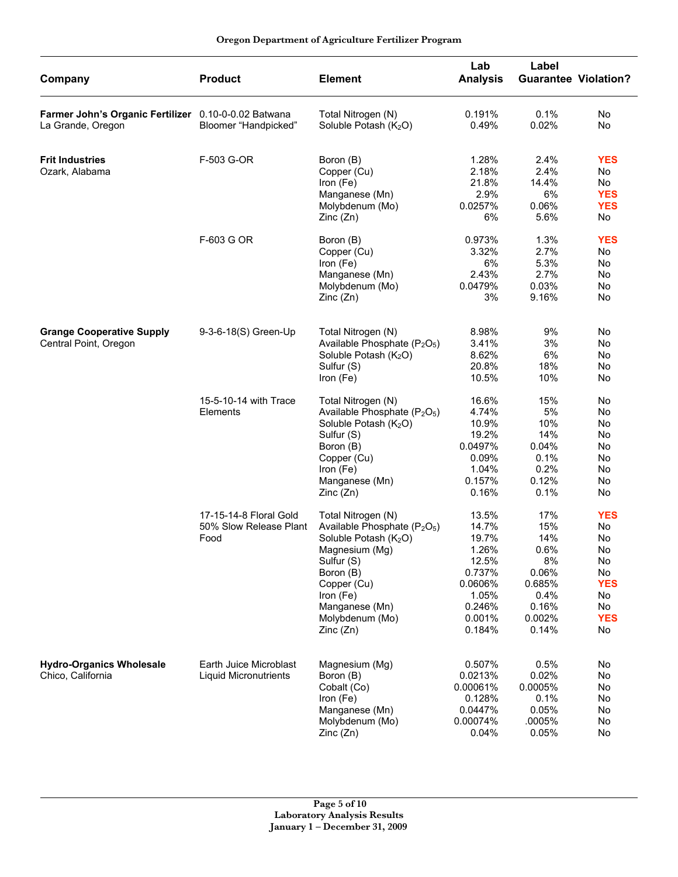| Company | Product | Element | Lab Analysis | Label Guarantee | Violation? |
|---|---|---|---|---|---|
| **Farmer John's Organic Fertilizer** La Grande, Oregon | 0.10-0-0.02 Batwana Bloomer "Handpicked" | Total Nitrogen (N) | 0.191% | 0.1% | No |
| | | Soluble Potash ($K_2O$) | 0.49% | 0.02% | No |
| **Frit Industries** Ozark, Alabama | F-503 G-OR | Boron (B) | 1.28% | 2.4% | **YES** |
| | | Copper (Cu) | 2.18% | 2.4% | No |
| | | Iron (Fe) | 21.8% | 14.4% | No |
| | | Manganese (Mn) | 2.9% | 6% | **YES** |
| | | Molybdenum (Mo) | 0.0257% | 0.06% | **YES** |
| | | Zinc (Zn) | 6% | 5.6% | No |
| | F-603 G OR | Boron (B) | 0.973% | 1.3% | **YES** |
| | | Copper (Cu) | 3.32% | 2.7% | No |
| | | Iron (Fe) | 6% | 5.3% | No |
| | | Manganese (Mn) | 2.43% | 2.7% | No |
| | | Molybdenum (Mo) | 0.0479% | 0.03% | No |
| | | Zinc (Zn) | 3% | 9.16% | No |
| **Grange Cooperative Supply** Central Point, Oregon | 9-3-6-18(S) Green-Up | Total Nitrogen (N) | 8.98% | 9% | No |
| | | Available Phosphate ($P_2O_5$) | 3.41% | 3% | No |
| | | Soluble Potash ($K_2O$) | 8.62% | 6% | No |
| | | Sulfur (S) | 20.8% | 18% | No |
| | | Iron (Fe) | 10.5% | 10% | No |
| | 15-5-10-14 with Trace Elements | Total Nitrogen (N) | 16.6% | 15% | No |
| | | Available Phosphate ($P_2O_5$) | 4.74% | 5% | No |
| | | Soluble Potash ($K_2O$) | 10.9% | 10% | No |
| | | Sulfur (S) | 19.2% | 14% | No |
| | | Boron (B) | 0.0497% | 0.04% | No |
| | | Copper (Cu) | 0.09% | 0.1% | No |
| | | Iron (Fe) | 1.04% | 0.2% | No |
| | | Manganese (Mn) | 0.157% | 0.12% | No |
| | | Zinc (Zn) | 0.16% | 0.1% | No |
| | 17-15-14-8 Floral Gold 50% Slow Release Plant Food | Total Nitrogen (N) | 13.5% | 17% | **YES** |
| | | Available Phosphate ($P_2O_5$) | 14.7% | 15% | No |
| | | Soluble Potash ($K_2O$) | 19.7% | 14% | No |
| | | Magnesium (Mg) | 1.26% | 0.6% | No |
| | | Sulfur (S) | 12.5% | 8% | No |
| | | Boron (B) | 0.737% | 0.06% | No |
| | | Copper (Cu) | 0.0606% | 0.685% | **YES** |
| | | Iron (Fe) | 1.05% | 0.4% | No |
| | | Manganese (Mn) | 0.246% | 0.16% | No |
| | | Molybdenum (Mo) | 0.001% | 0.002% | **YES** |
| | | Zinc (Zn) | 0.184% | 0.14% | No |
| **Hydro-Organics Wholesale** Chico, California | Earth Juice Microblast Liquid Micronutrients | Magnesium (Mg) | 0.507% | 0.5% | No |
| | | Boron (B) | 0.0213% | 0.02% | No |
| | | Cobalt (Co) | 0.00061% | 0.0005% | No |
| | | Iron (Fe) | 0.128% | 0.1% | No |
| | | Manganese (Mn) | 0.0447% | 0.05% | No |
| | | Molybdenum (Mo) | 0.00074% | .0005% | No |
| | | Zinc (Zn) | 0.04% | 0.05% | No |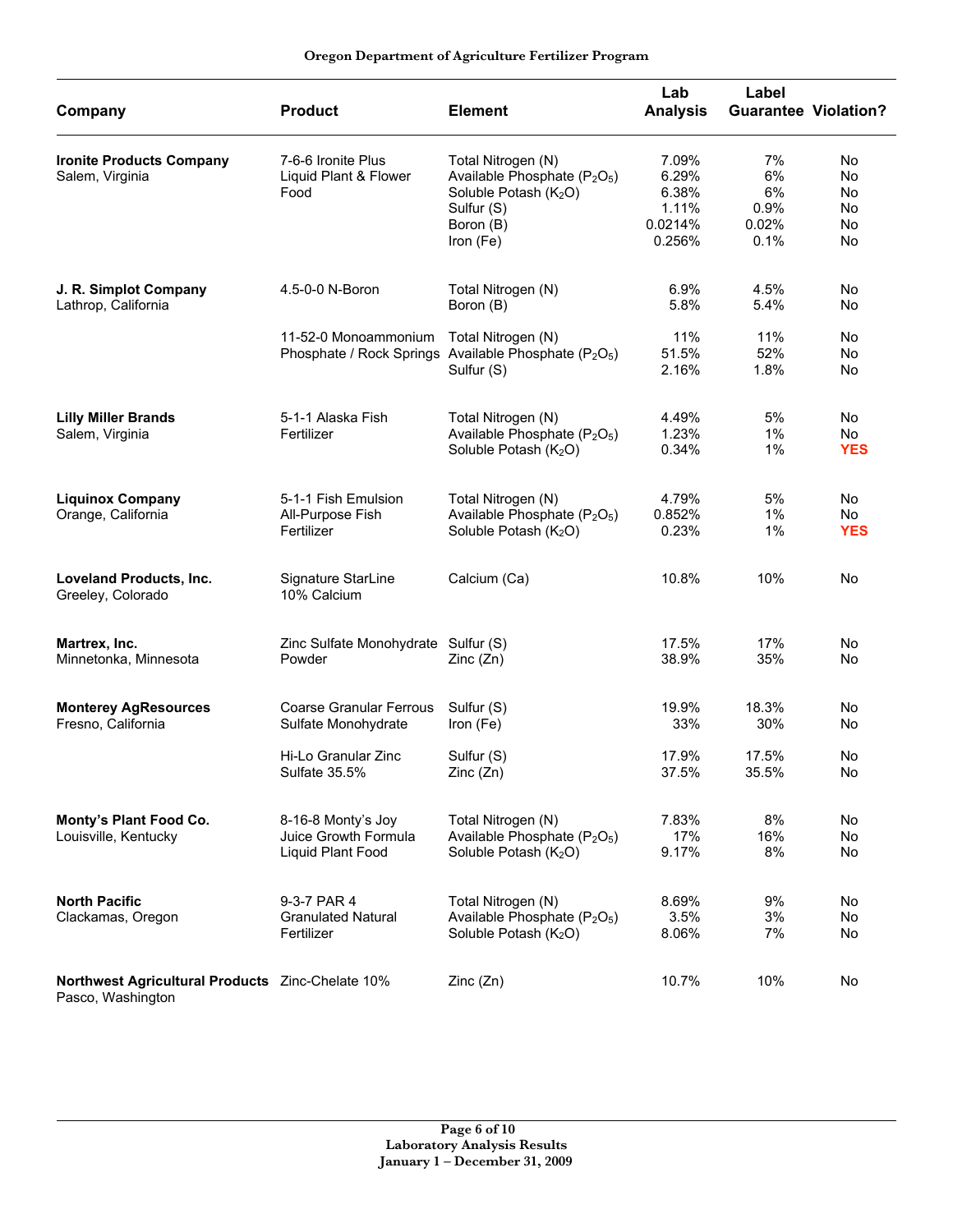| Company | Product | Element | Lab Analysis | Label Guarantee | Violation? |
|---|---|---|---|---|---|
| **Ironite Products Company** Salem, Virginia | 7-6-6 Ironite Plus Liquid Plant & Flower Food | Total Nitrogen (N) | 7.09% | 7% | No |
| | | Available Phosphate ($P_2O_5$) | 6.29% | 6% | No |
| | | Soluble Potash ($K_2O$) | 6.38% | 6% | No |
| | | Sulfur (S) | 1.11% | 0.9% | No |
| | | Boron (B) | 0.0214% | 0.02% | No |
| | | Iron (Fe) | 0.256% | 0.1% | No |
| **J. R. Simplot Company** Lathrop, California | 4.5-0-0 N-Boron | Total Nitrogen (N) | 6.9% | 4.5% | No |
| | | Boron (B) | 5.8% | 5.4% | No |
| | 11-52-0 Monoammonium Phosphate / Rock Springs | Total Nitrogen (N) | 11% | 11% | No |
| | | Available Phosphate ($P_2O_5$) | 51.5% | 52% | No |
| | | Sulfur (S) | 2.16% | 1.8% | No |
| **Lilly Miller Brands** Salem, Virginia | 5-1-1 Alaska Fish Fertilizer | Total Nitrogen (N) | 4.49% | 5% | No |
| | | Available Phosphate ($P_2O_5$) | 1.23% | 1% | No |
| | | Soluble Potash ($K_2O$) | 0.34% | 1% | **YES** |
| **Liquinox Company** Orange, California | 5-1-1 Fish Emulsion All-Purpose Fish Fertilizer | Total Nitrogen (N) | 4.79% | 5% | No |
| | | Available Phosphate ($P_2O_5$) | 0.852% | 1% | No |
| | | Soluble Potash ($K_2O$) | 0.23% | 1% | **YES** |
| **Loveland Products, Inc.** Greeley, Colorado | Signature StarLine 10% Calcium | Calcium (Ca) | 10.8% | 10% | No |
| **Martrex, Inc.** Minnetonka, Minnesota | Zinc Sulfate Monohydrate Powder | Sulfur (S) | 17.5% | 17% | No |
| | | Zinc (Zn) | 38.9% | 35% | No |
| **Monterey AgResources** Fresno, California | Coarse Granular Ferrous Sulfate Monohydrate | Sulfur (S) | 19.9% | 18.3% | No |
| | | Iron (Fe) | 33% | 30% | No |
| | Hi-Lo Granular Zinc Sulfate 35.5% | Sulfur (S) | 17.9% | 17.5% | No |
| | | Zinc (Zn) | 37.5% | 35.5% | No |
| **Monty's Plant Food Co.** Louisville, Kentucky | 8-16-8 Monty's Joy Juice Growth Formula Liquid Plant Food | Total Nitrogen (N) | 7.83% | 8% | No |
| | | Available Phosphate ($P_2O_5$) | 17% | 16% | No |
| | | Soluble Potash ($K_2O$) | 9.17% | 8% | No |
| **North Pacific** Clackamas, Oregon | 9-3-7 PAR 4 Granulated Natural Fertilizer | Total Nitrogen (N) | 8.69% | 9% | No |
| | | Available Phosphate ($P_2O_5$) | 3.5% | 3% | No |
| | | Soluble Potash ($K_2O$) | 8.06% | 7% | No |
| **Northwest Agricultural Products** Pasco, Washington | Zinc-Chelate 10% | Zinc (Zn) | 10.7% | 10% | No |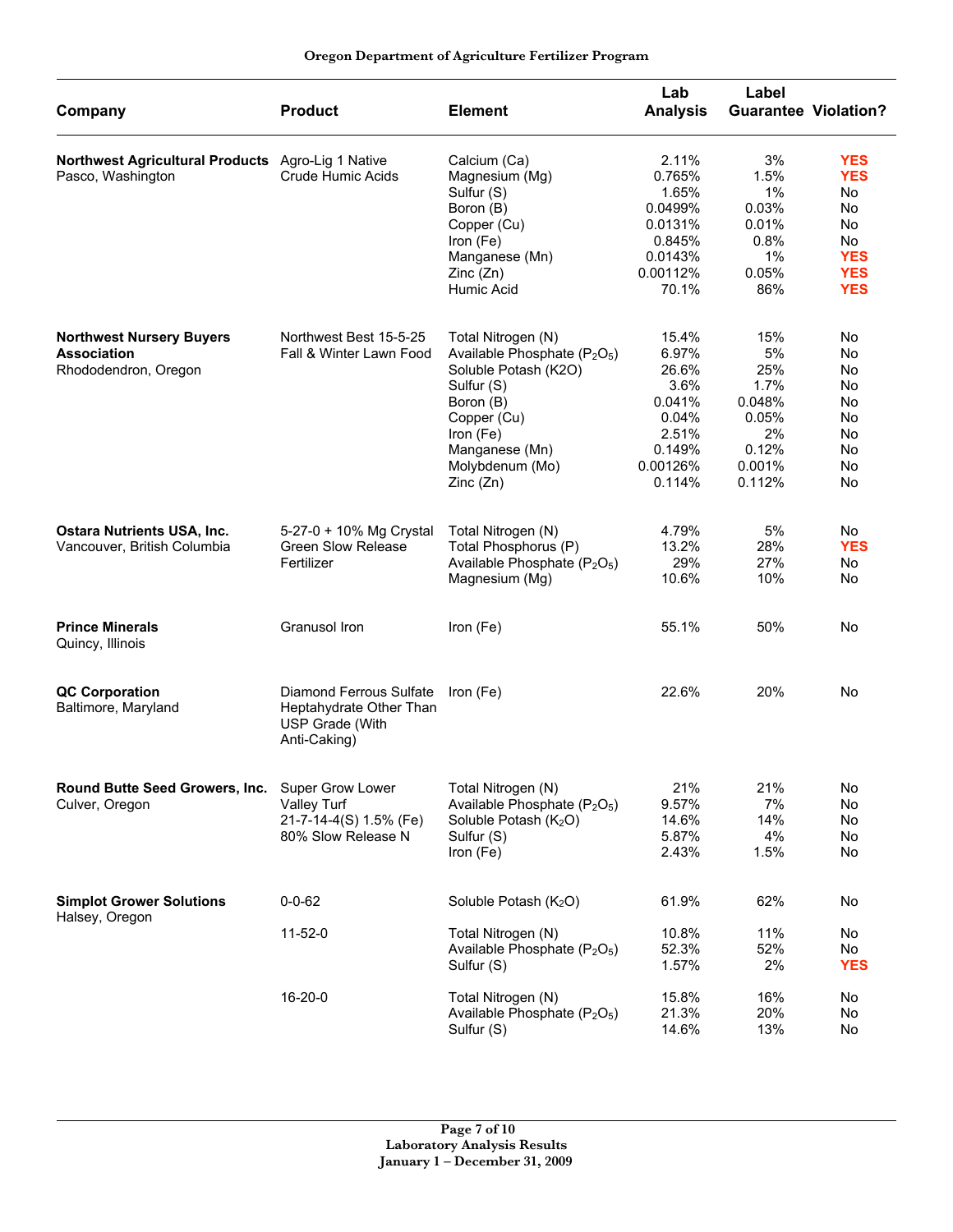| Company | Product | Element | Lab Analysis | Label Guarantee | Violation? |
| --- | --- | --- | --- | --- | --- |
| **Northwest Agricultural Products** Pasco, Washington | Agro-Lig 1 Native Crude Humic Acids | Calcium (Ca) | 2.11% | 3% | **YES** |
| | | Magnesium (Mg) | 0.765% | 1.5% | **YES** |
| | | Sulfur (S) | 1.65% | 1% | No |
| | | Boron (B) | 0.0499% | 0.03% | No |
| | | Copper (Cu) | 0.0131% | 0.01% | No |
| | | Iron (Fe) | 0.845% | 0.8% | No |
| | | Manganese (Mn) | 0.0143% | 1% | **YES** |
| | | Zinc (Zn) | 0.00112% | 0.05% | **YES** |
| | | Humic Acid | 70.1% | 86% | **YES** |
| **Northwest Nursery Buyers Association** Rhododendron, Oregon | Northwest Best 15-5-25 Fall & Winter Lawn Food | Total Nitrogen (N) | 15.4% | 15% | No |
| | | Available Phosphate ($P_2O_5$) | 6.97% | 5% | No |
| | | Soluble Potash (K2O) | 26.6% | 25% | No |
| | | Sulfur (S) | 3.6% | 1.7% | No |
| | | Boron (B) | 0.041% | 0.048% | No |
| | | Copper (Cu) | 0.04% | 0.05% | No |
| | | Iron (Fe) | 2.51% | 2% | No |
| | | Manganese (Mn) | 0.149% | 0.12% | No |
| | | Molybdenum (Mo) | 0.00126% | 0.001% | No |
| | | Zinc (Zn) | 0.114% | 0.112% | No |
| **Ostara Nutrients USA, Inc.** Vancouver, British Columbia | 5-27-0 + 10% Mg Crystal Green Slow Release Fertilizer | Total Nitrogen (N) | 4.79% | 5% | No |
| | | Total Phosphorus (P) | 13.2% | 28% | **YES** |
| | | Available Phosphate ($P_2O_5$) | 29% | 27% | No |
| | | Magnesium (Mg) | 10.6% | 10% | No |
| **Prince Minerals** Quincy, Illinois | Granusol Iron | Iron (Fe) | 55.1% | 50% | No |
| **QC Corporation** Baltimore, Maryland | Diamond Ferrous Sulfate Heptahydrate Other Than USP Grade (With Anti-Caking) | Iron (Fe) | 22.6% | 20% | No |
| **Round Butte Seed Growers, Inc.** Culver, Oregon | Super Grow Lower Valley Turf 21-7-14-4(S) 1.5% (Fe) 80% Slow Release N | Total Nitrogen (N) | 21% | 21% | No |
| | | Available Phosphate ($P_2O_5$) | 9.57% | 7% | No |
| | | Soluble Potash ($K_2O$) | 14.6% | 14% | No |
| | | Sulfur (S) | 5.87% | 4% | No |
| | | Iron (Fe) | 2.43% | 1.5% | No |
| **Simplot Grower Solutions** Halsey, Oregon | 0-0-62 | Soluble Potash ($K_2O$) | 61.9% | 62% | No |
| | 11-52-0 | Total Nitrogen (N) | 10.8% | 11% | No |
| | | Available Phosphate ($P_2O_5$) | 52.3% | 52% | No |
| | | Sulfur (S) | 1.57% | 2% | **YES** |
| | 16-20-0 | Total Nitrogen (N) | 15.8% | 16% | No |
| | | Available Phosphate ($P_2O_5$) | 21.3% | 20% | No |
| | | Sulfur (S) | 14.6% | 13% | No |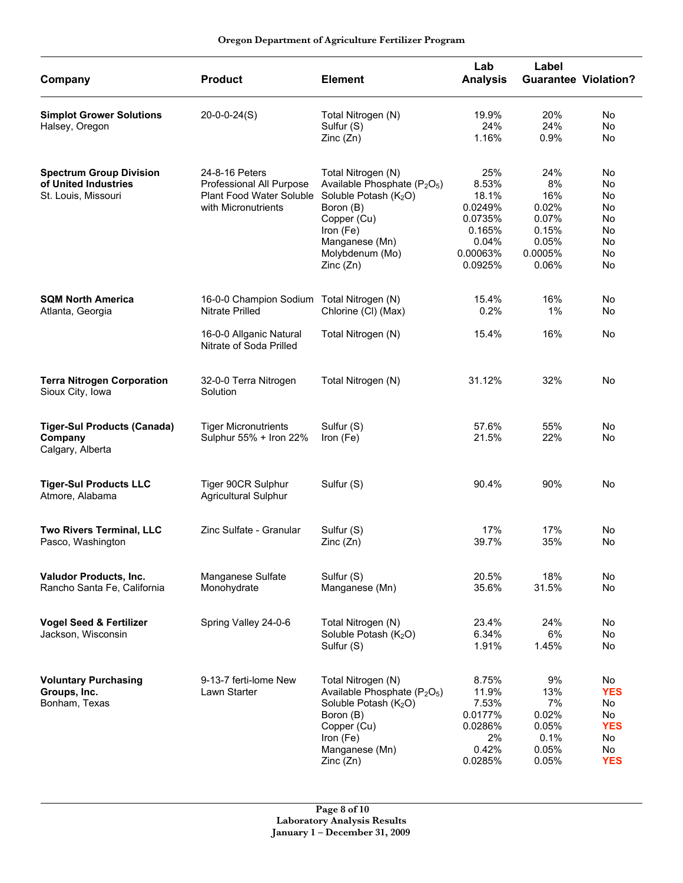| Company | Product | Element | Lab Analysis | Label Guarantee | Violation? |
|---|---|---|---|---|---|
| **Simplot Grower Solutions** Halsey, Oregon | 20-0-0-24(S) | Total Nitrogen (N) | 19.9% | 20% | No |
| | | Sulfur (S) | 24% | 24% | No |
| | | Zinc (Zn) | 1.16% | 0.9% | No |
| **Spectrum Group Division of United Industries** St. Louis, Missouri | 24-8-16 Peters Professional All Purpose Plant Food Water Soluble with Micronutrients | Total Nitrogen (N) | 25% | 24% | No |
| | | Available Phosphate ($P_2O_5$) | 8.53% | 8% | No |
| | | Soluble Potash ($K_2O$) | 18.1% | 16% | No |
| | | Boron (B) | 0.0249% | 0.02% | No |
| | | Copper (Cu) | 0.0735% | 0.07% | No |
| | | Iron (Fe) | 0.165% | 0.15% | No |
| | | Manganese (Mn) | 0.04% | 0.05% | No |
| | | Molybdenum (Mo) | 0.00063% | 0.0005% | No |
| | | Zinc (Zn) | 0.0925% | 0.06% | No |
| **SQM North America** Atlanta, Georgia | 16-0-0 Champion Sodium Nitrate Prilled | Total Nitrogen (N) | 15.4% | 16% | No |
| | | Chlorine (Cl) (Max) | 0.2% | 1% | No |
| | 16-0-0 Allganic Natural Nitrate of Soda Prilled | Total Nitrogen (N) | 15.4% | 16% | No |
| **Terra Nitrogen Corporation** Sioux City, Iowa | 32-0-0 Terra Nitrogen Solution | Total Nitrogen (N) | 31.12% | 32% | No |
| **Tiger-Sul Products (Canada) Company** Calgary, Alberta | Tiger Micronutrients Sulphur 55% + Iron 22% | Sulfur (S) | 57.6% | 55% | No |
| | | Iron (Fe) | 21.5% | 22% | No |
| **Tiger-Sul Products LLC** Atmore, Alabama | Tiger 90CR Sulphur Agricultural Sulphur | Sulfur (S) | 90.4% | 90% | No |
| **Two Rivers Terminal, LLC** Pasco, Washington | Zinc Sulfate - Granular | Sulfur (S) | 17% | 17% | No |
| | | Zinc (Zn) | 39.7% | 35% | No |
| **Valudor Products, Inc.** Rancho Santa Fe, California | Manganese Sulfate Monohydrate | Sulfur (S) | 20.5% | 18% | No |
| | | Manganese (Mn) | 35.6% | 31.5% | No |
| **Vogel Seed & Fertilizer** Jackson, Wisconsin | Spring Valley 24-0-6 | Total Nitrogen (N) | 23.4% | 24% | No |
| | | Soluble Potash ($K_2O$) | 6.34% | 6% | No |
| | | Sulfur (S) | 1.91% | 1.45% | No |
| **Voluntary Purchasing Groups, Inc.** Bonham, Texas | 9-13-7 ferti-lome New Lawn Starter | Total Nitrogen (N) | 8.75% | 9% | No |
| | | Available Phosphate ($P_2O_5$) | 11.9% | 13% | **YES** |
| | | Soluble Potash ($K_2O$) | 7.53% | 7% | No |
| | | Boron (B) | 0.0177% | 0.02% | No |
| | | Copper (Cu) | 0.0286% | 0.05% | **YES** |
| | | Iron (Fe) | 2% | 0.1% | No |
| | | Manganese (Mn) | 0.42% | 0.05% | No |
| | | Zinc (Zn) | 0.0285% | 0.05% | **YES** |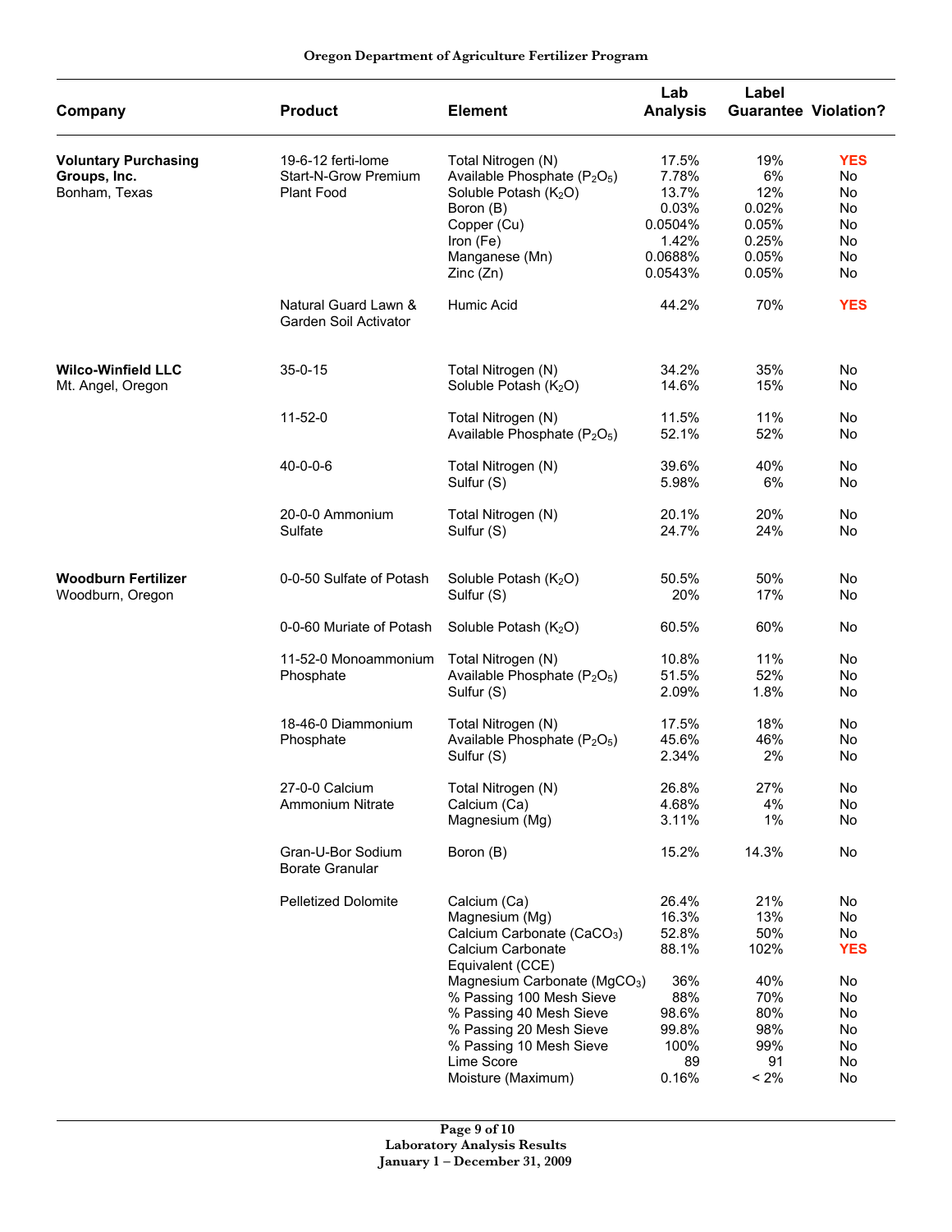| Company | Product | Element | Lab Analysis | Label Guarantee | Violation? |
|---|---|---|---|---|---|
| **Voluntary Purchasing Groups, Inc.** Bonham, Texas | 19-6-12 ferti-lome Start-N-Grow Premium Plant Food | Total Nitrogen (N) | 17.5% | 19% | **YES** |
| | | Available Phosphate ($P_2O_5$) | 7.78% | 6% | No |
| | | Soluble Potash ($K_2O$) | 13.7% | 12% | No |
| | | Boron (B) | 0.03% | 0.02% | No |
| | | Copper (Cu) | 0.0504% | 0.05% | No |
| | | Iron (Fe) | 1.42% | 0.25% | No |
| | | Manganese (Mn) | 0.0688% | 0.05% | No |
| | | Zinc (Zn) | 0.0543% | 0.05% | No |
| | Natural Guard Lawn & Garden Soil Activator | Humic Acid | 44.2% | 70% | **YES** |
| **Wilco-Winfield LLC** Mt. Angel, Oregon | 35-0-15 | Total Nitrogen (N) | 34.2% | 35% | No |
| | | Soluble Potash ($K_2O$) | 14.6% | 15% | No |
| | 11-52-0 | Total Nitrogen (N) | 11.5% | 11% | No |
| | | Available Phosphate ($P_2O_5$) | 52.1% | 52% | No |
| | 40-0-0-6 | Total Nitrogen (N) | 39.6% | 40% | No |
| | | Sulfur (S) | 5.98% | 6% | No |
| | 20-0-0 Ammonium Sulfate | Total Nitrogen (N) | 20.1% | 20% | No |
| | | Sulfur (S) | 24.7% | 24% | No |
| **Woodburn Fertilizer** Woodburn, Oregon | 0-0-50 Sulfate of Potash | Soluble Potash ($K_2O$) | 50.5% | 50% | No |
| | | Sulfur (S) | 20% | 17% | No |
| | 0-0-60 Muriate of Potash | Soluble Potash ($K_2O$) | 60.5% | 60% | No |
| | 11-52-0 Monoammonium Phosphate | Total Nitrogen (N) | 10.8% | 11% | No |
| | | Available Phosphate ($P_2O_5$) | 51.5% | 52% | No |
| | | Sulfur (S) | 2.09% | 1.8% | No |
| | 18-46-0 Diammonium Phosphate | Total Nitrogen (N) | 17.5% | 18% | No |
| | | Available Phosphate ($P_2O_5$) | 45.6% | 46% | No |
| | | Sulfur (S) | 2.34% | 2% | No |
| | 27-0-0 Calcium Ammonium Nitrate | Total Nitrogen (N) | 26.8% | 27% | No |
| | | Calcium (Ca) | 4.68% | 4% | No |
| | | Magnesium (Mg) | 3.11% | 1% | No |
| | Gran-U-Bor Sodium Borate Granular | Boron (B) | 15.2% | 14.3% | No |
| | Pelletized Dolomite | Calcium (Ca) | 26.4% | 21% | No |
| | | Magnesium (Mg) | 16.3% | 13% | No |
| | | Calcium Carbonate ($CaCO_3$) | 52.8% | 50% | No |
| | | Calcium Carbonate Equivalent (CCE) | 88.1% | 102% | **YES** |
| | | Magnesium Carbonate ($MgCO_3$) | 36% | 40% | No |
| | | % Passing 100 Mesh Sieve | 88% | 70% | No |
| | | % Passing 40 Mesh Sieve | 98.6% | 80% | No |
| | | % Passing 20 Mesh Sieve | 99.8% | 98% | No |
| | | % Passing 10 Mesh Sieve | 100% | 99% | No |
| | | Lime Score | 89 | 91 | No |
| | | Moisture (Maximum) | 0.16% | < 2% | No |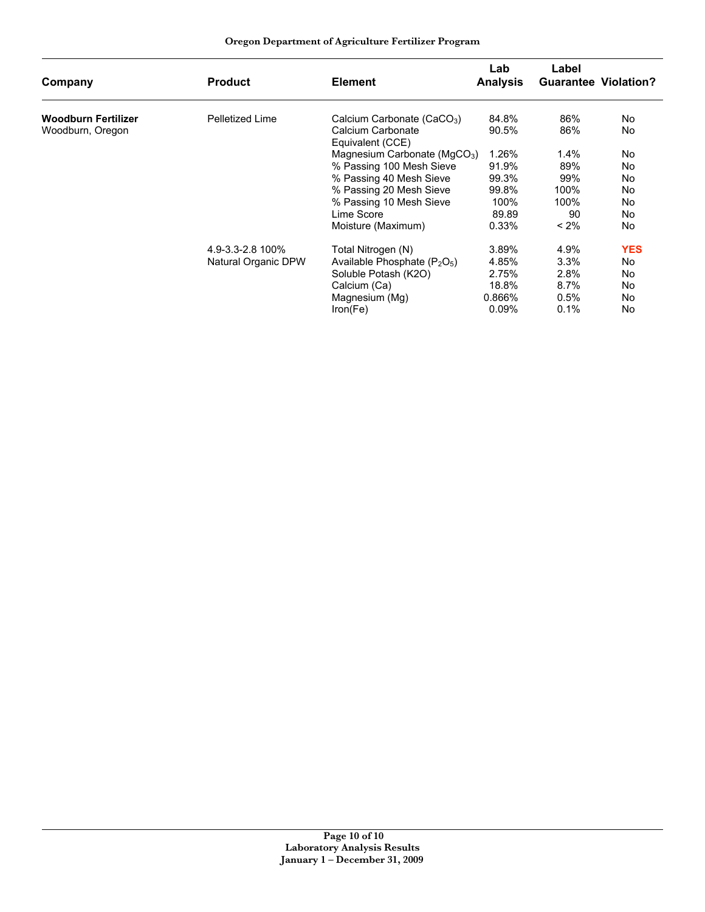| Company | Product | Element | Lab Analysis | Label Guarantee | Violation? |
|---|---|---|---|---|---|
| **Woodburn Fertilizer** Woodburn, Oregon | Pelletized Lime | Calcium Carbonate ($CaCO_3$) | 84.8% | 86% | No |
| | | Calcium Carbonate Equivalent (CCE) | 90.5% | 86% | No |
| | | Magnesium Carbonate ($MgCO_3$) | 1.26% | 1.4% | No |
| | | % Passing 100 Mesh Sieve | 91.9% | 89% | No |
| | | % Passing 40 Mesh Sieve | 99.3% | 99% | No |
| | | % Passing 20 Mesh Sieve | 99.8% | 100% | No |
| | | % Passing 10 Mesh Sieve | 100% | 100% | No |
| | | Lime Score | 89.89 | 90 | No |
| | | Moisture (Maximum) | 0.33% | < 2% | No |
| | 4.9-3.3-2.8 100% Natural Organic DPW | Total Nitrogen (N) | 3.89% | 4.9% | **YES** |
| | | Available Phosphate ($P_2O_5$) | 4.85% | 3.3% | No |
| | | Soluble Potash (K2O) | 2.75% | 2.8% | No |
| | | Calcium (Ca) | 18.8% | 8.7% | No |
| | | Magnesium (Mg) | 0.866% | 0.5% | No |
| | | Iron(Fe) | 0.09% | 0.1% | No |